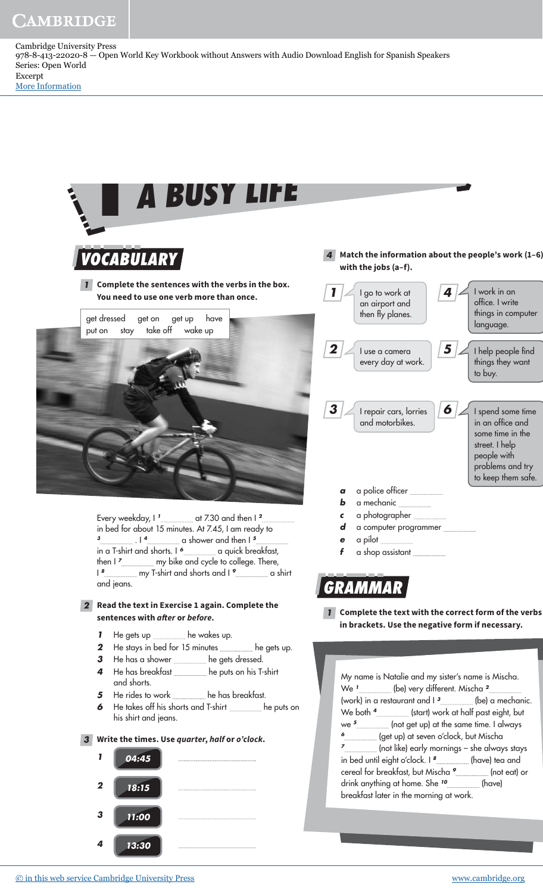Cambridge University Press
978-8-413-22020-8 — Open World Key Workbook without Answers with Audio Download English for Spanish Speakers
Series: Open World
Excerpt
More Information

# 1 A BUSY LIFE

## VOCABULARY

**1 Complete the sentences with the verbs in the box. You need to use one verb more than once.**

| get dressed | get on | get up | have |
|---|---|---|---|
| put on | stay | take off | wake up |

Every weekday, I [1] ............ at 7.30 and then I [2] ............ in bed for about 15 minutes. At 7.45, I am ready to [3] ............ . I [4] ............ a shower and then I [5] ............ in a T-shirt and shorts. I [6] ............ a quick breakfast, then I [7] ............ my bike and cycle to college. There, I [8] ............ my T-shirt and shorts and I [9] ............ a shirt and jeans.

**2 Read the text in Exercise 1 again. Complete the sentences with *after* or *before*.**

1. He gets up ............ he wakes up.
2. He stays in bed for 15 minutes ............ he gets up.
3. He has a shower ............ he gets dressed.
4. He has breakfast ............ he puts on his T-shirt and shorts.
5. He rides to work ............ he has breakfast.
6. He takes off his shorts and T-shirt ............ he puts on his shirt and jeans.

**3 Write the times. Use *quarter*, *half* or *o'clock*.**

1. 04:45 ............
2. 18:15 ............
3. 11:00 ............
4. 13:30 ............

**4 Match the information about the people's work (1–6) with the jobs (a–f).**

1. I go to work at an airport and then fly planes.
2. I use a camera every day at work.
3. I repair cars, lorries and motorbikes.
4. I work in an office. I write things in computer language.
5. I help people find things they want to buy.
6. I spend some time in an office and some time in the street. I help people with problems and try to keep them safe.

a. a police officer ............
b. a mechanic ............
c. a photographer ............
d. a computer programmer ............
e. a pilot ............
f. a shop assistant ............

## GRAMMAR

**1 Complete the text with the correct form of the verbs in brackets. Use the negative form if necessary.**

My name is Natalie and my sister's name is Mischa. We [1] ............ (be) very different. Mischa [2] ............ (work) in a restaurant and I [3] ............ (be) a mechanic. We both [4] ............ (start) work at half past eight, but we [5] ............ (not get up) at the same time. I always [6] ............ (get up) at seven o'clock, but Mischa [7] ............ (not like) early mornings – she always stays in bed until eight o'clock. I [8] ............ (have) tea and cereal for breakfast, but Mischa [9] ............ (not eat) or drink anything at home. She [10] ............ (have) breakfast later in the morning at work.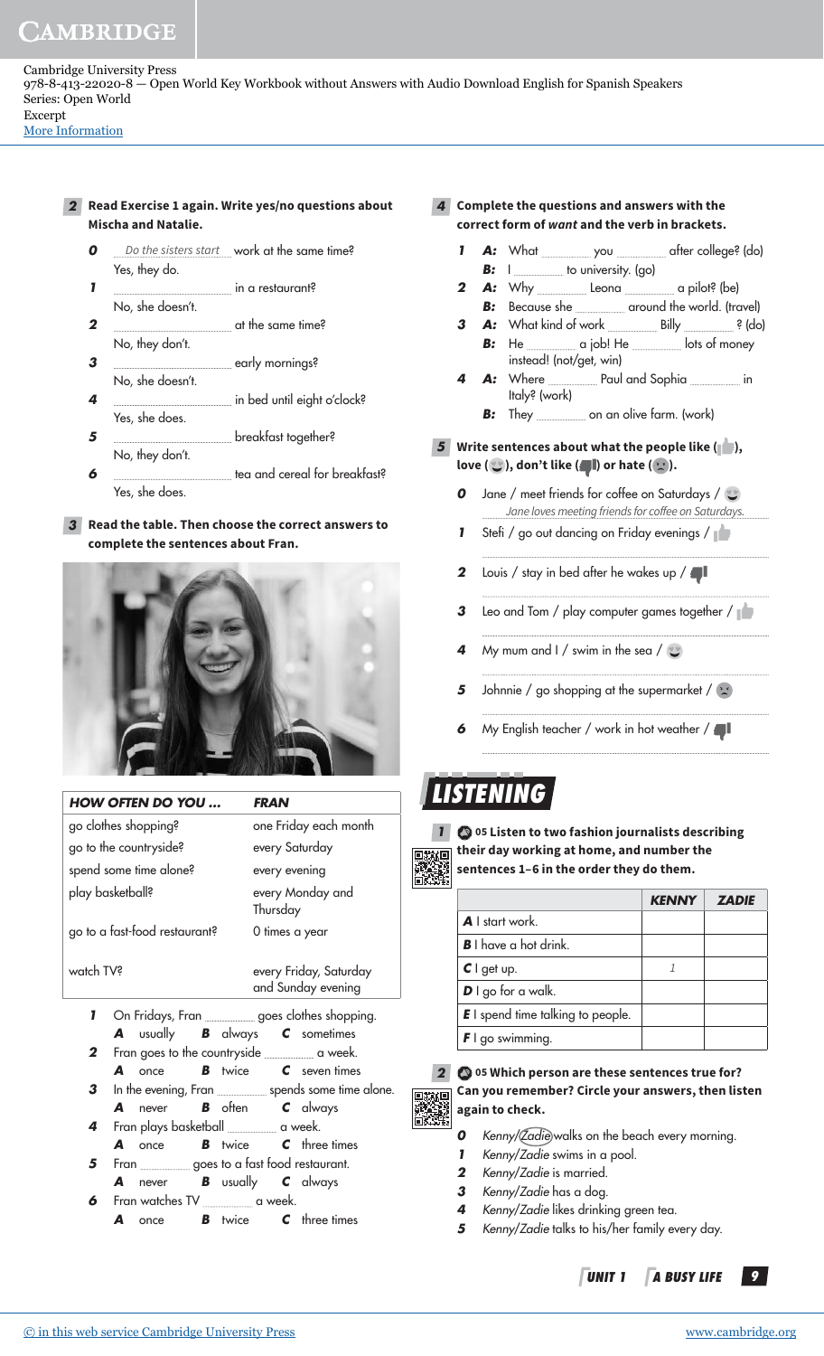**2** **Read Exercise 1 again. Write yes/no questions about Mischa and Natalie.**

**0** *Do the sisters start* work at the same time?
Yes, they do.

**1** .................................. in a restaurant?
No, she doesn't.

**2** .................................. at the same time?
No, they don't.

**3** .................................. early mornings?
No, she doesn't.

**4** .................................. in bed until eight o'clock?
Yes, she does.

**5** .................................. breakfast together?
No, they don't.

**6** .................................. tea and cereal for breakfast?
Yes, she does.

**3** **Read the table. Then choose the correct answers to complete the sentences about Fran.**

| HOW OFTEN DO YOU ... | FRAN |
|---|---|
| go clothes shopping? | one Friday each month |
| go to the countryside? | every Saturday |
| spend some time alone? | every evening |
| play basketball? | every Monday and Thursday |
| go to a fast-food restaurant? | 0 times a year |
| watch TV? | every Friday, Saturday and Sunday evening |

**1** On Fridays, Fran .............. goes clothes shopping.
**A** usually **B** always **C** sometimes

**2** Fran goes to the countryside .............. a week.
**A** once **B** twice **C** seven times

**3** In the evening, Fran .............. spends some time alone.
**A** never **B** often **C** always

**4** Fran plays basketball .............. a week.
**A** once **B** twice **C** three times

**5** Fran .............. goes to a fast food restaurant.
**A** never **B** usually **C** always

**6** Fran watches TV .............. a week.
**A** once **B** twice **C** three times

**4** **Complete the questions and answers with the correct form of *want* and the verb in brackets.**

**1** **A:** What .............. you .............. after college? (do)
**B:** I .............. to university. (go)

**2** **A:** Why .............. Leona .............. a pilot? (be)
**B:** Because she .............. around the world. (travel)

**3** **A:** What kind of work .............. Billy .............. ? (do)
**B:** He .............. a job! He .............. lots of money instead! (not/get, win)

**4** **A:** Where .............. Paul and Sophia .............. in Italy? (work)
**B:** They .............. on an olive farm. (work)

**5** **Write sentences about what the people like (👍), love (😊), don't like (👎) or hate (☹).**

**0** Jane / meet friends for coffee on Saturdays / 😊
*Jane loves meeting friends for coffee on Saturdays.*

**1** Stefi / go out dancing on Friday evenings / 👍
..................................................................

**2** Louis / stay in bed after he wakes up / 👎
..................................................................

**3** Leo and Tom / play computer games together / 👍
..................................................................

**4** My mum and I / swim in the sea / 😊
..................................................................

**5** Johnnie / go shopping at the supermarket / ☹
..................................................................

**6** My English teacher / work in hot weather / 👎
..................................................................

## LISTENING

**1** **05 Listen to two fashion journalists describing their day working at home, and number the sentences 1–6 in the order they do them.**

| | KENNY | ZADIE |
|---|---|---|
| **A** I start work. | | |
| **B** I have a hot drink. | | |
| **C** I get up. | *1* | |
| **D** I go for a walk. | | |
| **E** I spend time talking to people. | | |
| **F** I go swimming. | | |

**2** **05 Which person are these sentences true for? Can you remember? Circle your answers, then listen again to check.**

**0** *Kenny/(Zadie)* walks on the beach every morning.
**1** *Kenny/Zadie* swims in a pool.
**2** *Kenny/Zadie* is married.
**3** *Kenny/Zadie* has a dog.
**4** *Kenny/Zadie* likes drinking green tea.
**5** *Kenny/Zadie* talks to his/her family every day.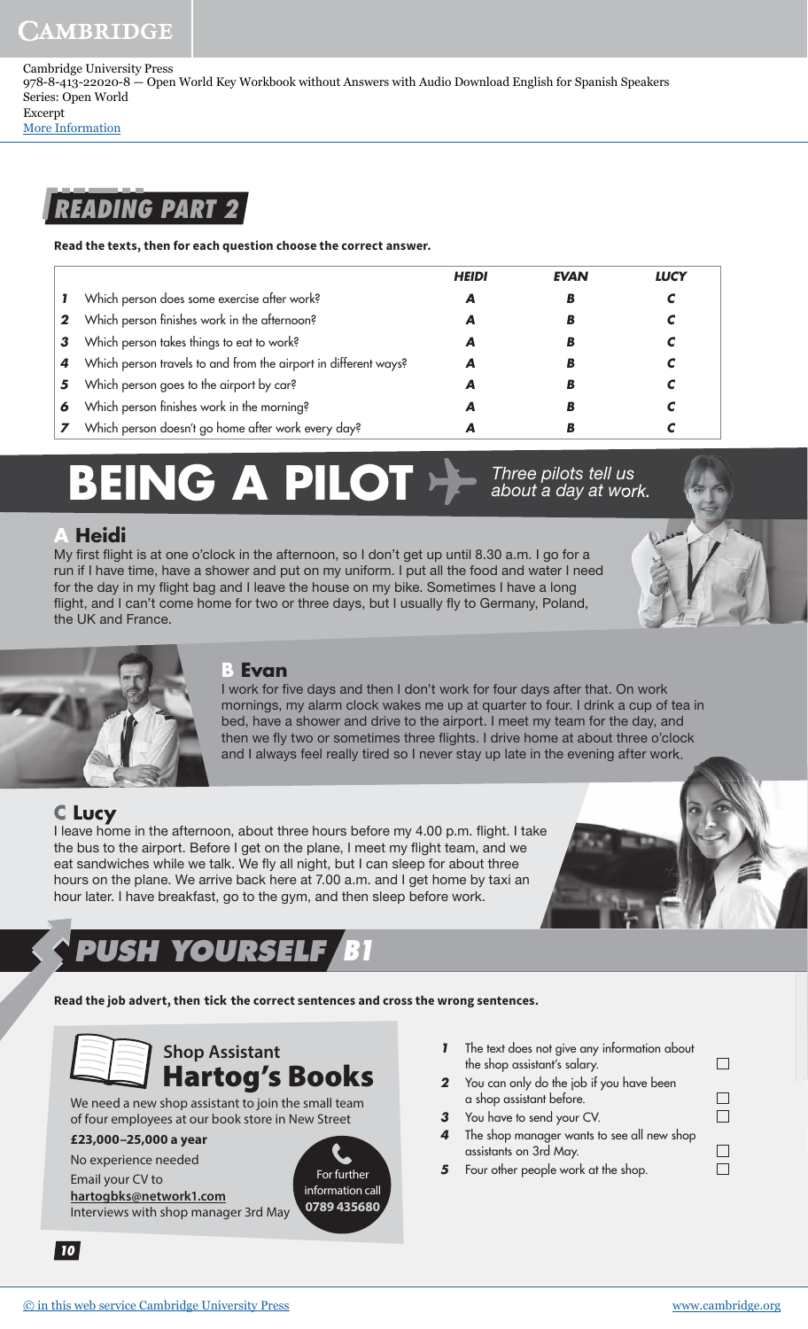Cambridge University Press
978-8-413-22020-8 — Open World Key Workbook without Answers with Audio Download English for Spanish Speakers
Series: Open World
Excerpt
More Information

## READING PART 2

**Read the texts, then for each question choose the correct answer.**

| | | HEIDI | EVAN | LUCY |
|---|---|---|---|---|
| 1 | Which person does some exercise after work? | A | B | C |
| 2 | Which person finishes work in the afternoon? | A | B | C |
| 3 | Which person takes things to eat to work? | A | B | C |
| 4 | Which person travels to and from the airport in different ways? | A | B | C |
| 5 | Which person goes to the airport by car? | A | B | C |
| 6 | Which person finishes work in the morning? | A | B | C |
| 7 | Which person doesn't go home after work every day? | A | B | C |

# BEING A PILOT

*Three pilots tell us about a day at work.*

### A Heidi

My first flight is at one o'clock in the afternoon, so I don't get up until 8.30 a.m. I go for a run if I have time, have a shower and put on my uniform. I put all the food and water I need for the day in my flight bag and I leave the house on my bike. Sometimes I have a long flight, and I can't come home for two or three days, but I usually fly to Germany, Poland, the UK and France.

### B Evan

I work for five days and then I don't work for four days after that. On work mornings, my alarm clock wakes me up at quarter to four. I drink a cup of tea in bed, have a shower and drive to the airport. I meet my team for the day, and then we fly two or sometimes three flights. I drive home at about three o'clock and I always feel really tired so I never stay up late in the evening after work.

### C Lucy

I leave home in the afternoon, about three hours before my 4.00 p.m. flight. I take the bus to the airport. Before I get on the plane, I meet my flight team, and we eat sandwiches while we talk. We fly all night, but I can sleep for about three hours on the plane. We arrive back here at 7.00 a.m. and I get home by taxi an hour later. I have breakfast, go to the gym, and then sleep before work.

## PUSH YOURSELF B1

**Read the job advert, then tick the correct sentences and cross the wrong sentences.**

**Shop Assistant**
**Hartog's Books**

We need a new shop assistant to join the small team of four employees at our book store in New Street

**£23,000–25,000 a year**

No experience needed

Email your CV to
**hartogbks@network1.com**

Interviews with shop manager 3rd May

For further information call **0789 435680**

1. The text does not give any information about the shop assistant's salary. ☐
2. You can only do the job if you have been a shop assistant before. ☐
3. You have to send your CV. ☐
4. The shop manager wants to see all new shop assistants on 3rd May. ☐
5. Four other people work at the shop. ☐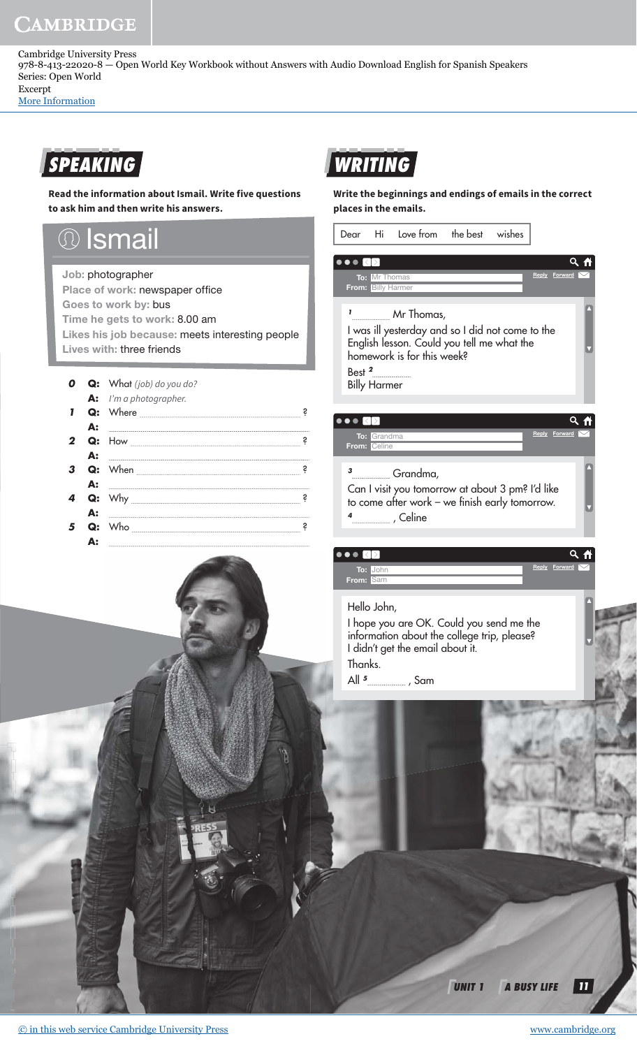Cambridge University Press
978-8-413-22020-8 — Open World Key Workbook without Answers with Audio Download English for Spanish Speakers
Series: Open World
Excerpt
More Information

## SPEAKING

**Read the information about Ismail. Write five questions to ask him and then write his answers.**

### Ismail

**Job:** photographer
**Place of work:** newspaper office
**Goes to work by:** bus
**Time he gets to work:** 8.00 am
**Likes his job because:** meets interesting people
**Lives with:** three friends

**0** **Q:** What *(job) do you do?*
**A:** *I'm a photographer.*

**1** **Q:** Where ................................................ ?
**A:** ................................................

**2** **Q:** How ................................................ ?
**A:** ................................................

**3** **Q:** When ................................................ ?
**A:** ................................................

**4** **Q:** Why ................................................ ?
**A:** ................................................

**5** **Q:** Who ................................................ ?
**A:** ................................................

## WRITING

**Write the beginnings and endings of emails in the correct places in the emails.**

Dear | Hi | Love from | the best | wishes

**To:** Mr Thomas
**From:** Billy Harmer

**1** .............. Mr Thomas,
I was ill yesterday and so I did not come to the English lesson. Could you tell me what the homework is for this week?
Best **2** ..............
Billy Harmer

**To:** Grandma
**From:** Celine

**3** .............. Grandma,
Can I visit you tomorrow at about 3 pm? I'd like to come after work – we finish early tomorrow.
**4** .............. , Celine

**To:** John
**From:** Sam

Hello John,
I hope you are OK. Could you send me the information about the college trip, please? I didn't get the email about it.
Thanks.
All **5** .............. , Sam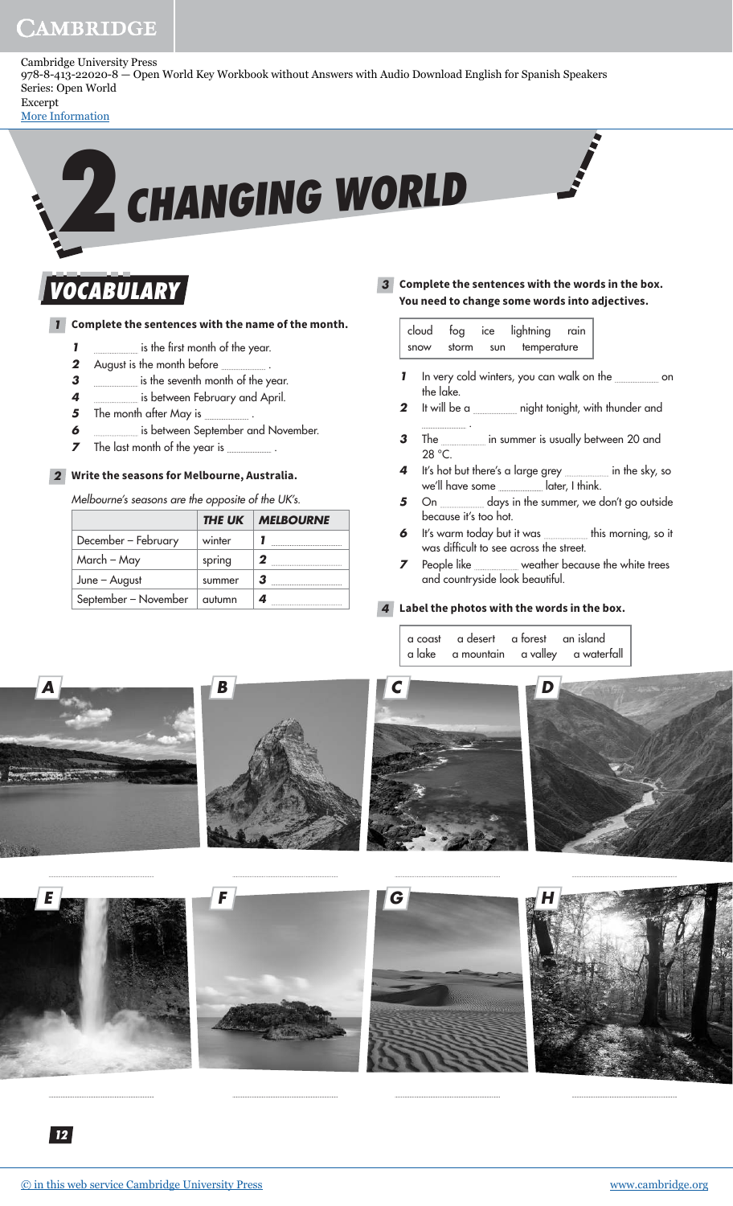Cambridge University Press
978-8-413-22020-8 — Open World Key Workbook without Answers with Audio Download English for Spanish Speakers
Series: Open World
Excerpt
More Information

# 2 CHANGING WORLD

## VOCABULARY

**1 Complete the sentences with the name of the month.**

1. .................. is the first month of the year.
2. August is the month before .................. .
3. .................. is the seventh month of the year.
4. .................. is between February and April.
5. The month after May is .................. .
6. .................. is between September and November.
7. The last month of the year is .................. .

**2 Write the seasons for Melbourne, Australia.**

*Melbourne's seasons are the opposite of the UK's.*

| | THE UK | MELBOURNE |
|---|---|---|
| December – February | winter | 1 .................. |
| March – May | spring | 2 .................. |
| June – August | summer | 3 .................. |
| September – November | autumn | 4 .................. |

**3 Complete the sentences with the words in the box. You need to change some words into adjectives.**

cloud fog ice lightning rain snow storm sun temperature

1. In very cold winters, you can walk on the .................. on the lake.
2. It will be a .................. night tonight, with thunder and .................. .
3. The .................. in summer is usually between 20 and 28 °C.
4. It's hot but there's a large grey .................. in the sky, so we'll have some .................. later, I think.
5. On .................. days in the summer, we don't go outside because it's too hot.
6. It's warm today but it was .................. this morning, so it was difficult to see across the street.
7. People like .................. weather because the white trees and countryside look beautiful.

**4 Label the photos with the words in the box.**

a coast a desert a forest an island a lake a mountain a valley a waterfall

A ..................
B ..................
C ..................
D ..................
E ..................
F ..................
G ..................
H ..................

© in this web service Cambridge University Press www.cambridge.org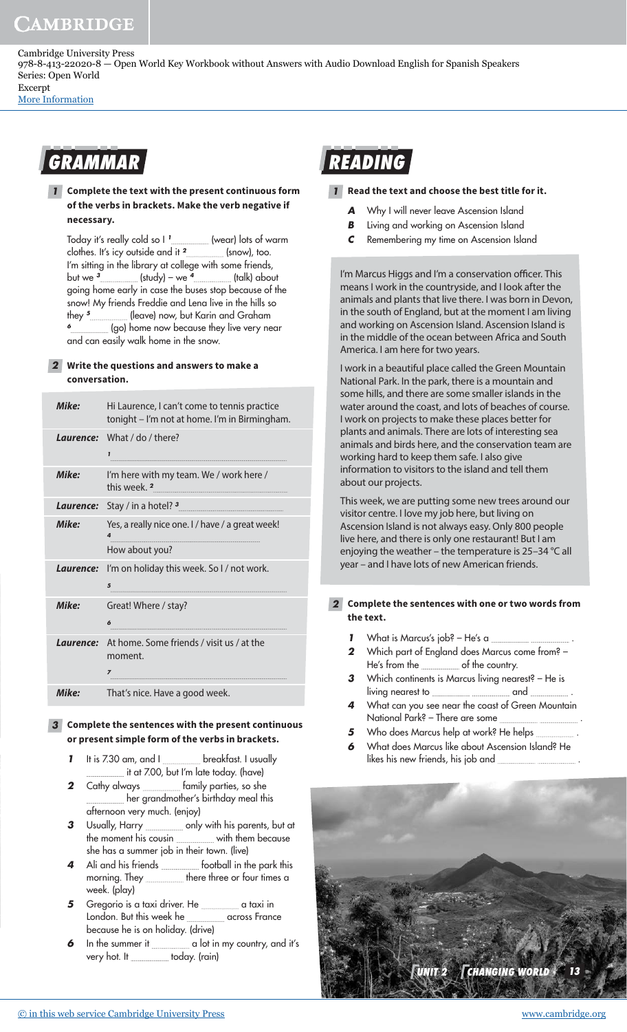Cambridge University Press
978-8-413-22020-8 — Open World Key Workbook without Answers with Audio Download English for Spanish Speakers
Series: Open World
Excerpt
More Information

## GRAMMAR

**1 Complete the text with the present continuous form of the verbs in brackets. Make the verb negative if necessary.**

Today it's really cold so I [1] ........ (wear) lots of warm clothes. It's icy outside and it [2] ........ (snow), too. I'm sitting in the library at college with some friends, but we [3] ........ (study) – we [4] ........ (talk) about going home early in case the buses stop because of the snow! My friends Freddie and Lena live in the hills so they [5] ........ (leave) now, but Karin and Graham [6] ........ (go) home now because they live very near and can easily walk home in the snow.

**2 Write the questions and answers to make a conversation.**

| | |
|---|---|
| ***Mike:*** | Hi Laurence, I can't come to tennis practice tonight – I'm not at home. I'm in Birmingham. |
| ***Laurence:*** | What / do / there? <br> 1 ........ |
| ***Mike:*** | I'm here with my team. We / work here / this week. 2 ........ |
| ***Laurence:*** | Stay / in a hotel? 3 ........ |
| ***Mike:*** | Yes, a really nice one. I / have / a great week! <br> 4 ........ <br> How about you? |
| ***Laurence:*** | I'm on holiday this week. So I / not work. <br> 5 ........ |
| ***Mike:*** | Great! Where / stay? <br> 6 ........ |
| ***Laurence:*** | At home. Some friends / visit us / at the moment. <br> 7 ........ |
| ***Mike:*** | That's nice. Have a good week. |

**3 Complete the sentences with the present continuous or present simple form of the verbs in brackets.**

1. It is 7.30 am, and I ........ breakfast. I usually ........ it at 7.00, but I'm late today. (have)
2. Cathy always ........ family parties, so she ........ her grandmother's birthday meal this afternoon very much. (enjoy)
3. Usually, Harry ........ only with his parents, but at the moment his cousin ........ with them because she has a summer job in their town. (live)
4. Ali and his friends ........ football in the park this morning. They ........ there three or four times a week. (play)
5. Gregorio is a taxi driver. He ........ a taxi in London. But this week he ........ across France because he is on holiday. (drive)
6. In the summer it ........ a lot in my country, and it's very hot. It ........ today. (rain)

## READING

**1 Read the text and choose the best title for it.**

- **A** Why I will never leave Ascension Island
- **B** Living and working on Ascension Island
- **C** Remembering my time on Ascension Island

I'm Marcus Higgs and I'm a conservation officer. This means I work in the countryside, and I look after the animals and plants that live there. I was born in Devon, in the south of England, but at the moment I am living and working on Ascension Island. Ascension Island is in the middle of the ocean between Africa and South America. I am here for two years.

I work in a beautiful place called the Green Mountain National Park. In the park, there is a mountain and some hills, and there are some smaller islands in the water around the coast, and lots of beaches of course. I work on projects to make these places better for plants and animals. There are lots of interesting sea animals and birds here, and the conservation team are working hard to keep them safe. I also give information to visitors to the island and tell them about our projects.

This week, we are putting some new trees around our visitor centre. I love my job here, but living on Ascension Island is not always easy. Only 800 people live here, and there is only one restaurant! But I am enjoying the weather – the temperature is 25–34 °C all year – and I have lots of new American friends.

**2 Complete the sentences with one or two words from the text.**

1. What is Marcus's job? – He's a ........ ........ .
2. Which part of England does Marcus come from? – He's from the ........ of the country.
3. Which continents is Marcus living nearest? – He is living nearest to ........ ........ and ........ .
4. What can you see near the coast of Green Mountain National Park? – There are some ........ ........ .
5. Who does Marcus help at work? He helps ........ .
6. What does Marcus like about Ascension Island? He likes his new friends, his job and ........ ........ .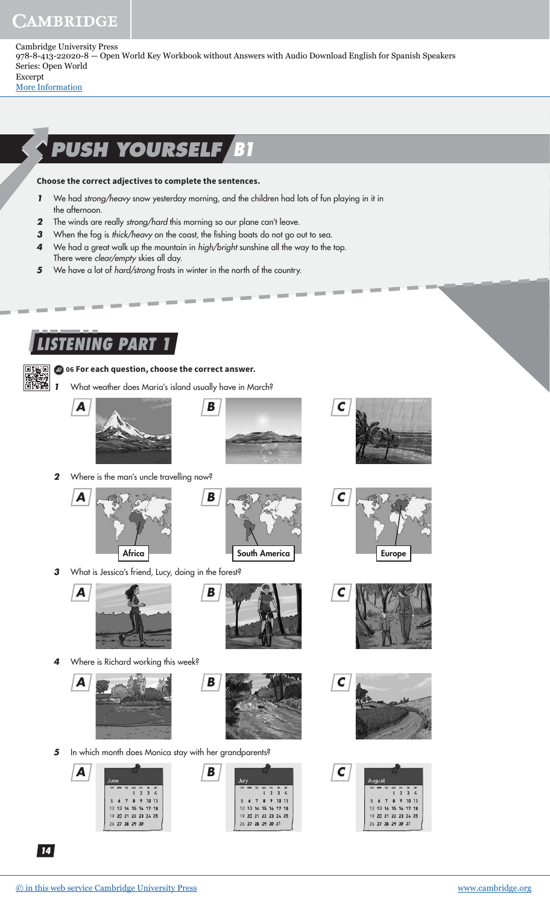Cambridge University Press
978-8-413-22020-8 — Open World Key Workbook without Answers with Audio Download English for Spanish Speakers
Series: Open World
Excerpt
More Information

## PUSH YOURSELF B1

**Choose the correct adjectives to complete the sentences.**

1. We had *strong/heavy* snow yesterday morning, and the children had lots of fun playing in it in the afternoon.
2. The winds are really *strong/hard* this morning so our plane can't leave.
3. When the fog is *thick/heavy* on the coast, the fishing boats do not go out to sea.
4. We had a great walk up the mountain in *high/bright* sunshine all the way to the top. There were *clear/empty* skies all day.
5. We have a lot of *hard/strong* frosts in winter in the north of the country.

## LISTENING PART 1

**06 For each question, choose the correct answer.**

1. What weather does Maria's island usually have in March?

   A  B  C

2. Where is the man's uncle travelling now?

   A Africa  B South America  C Europe

3. What is Jessica's friend, Lucy, doing in the forest?

   A  B  C

4. Where is Richard working this week?

   A  B  C

5. In which month does Monica stay with her grandparents?

   A June  B July  C August

© in this web service Cambridge University Press www.cambridge.org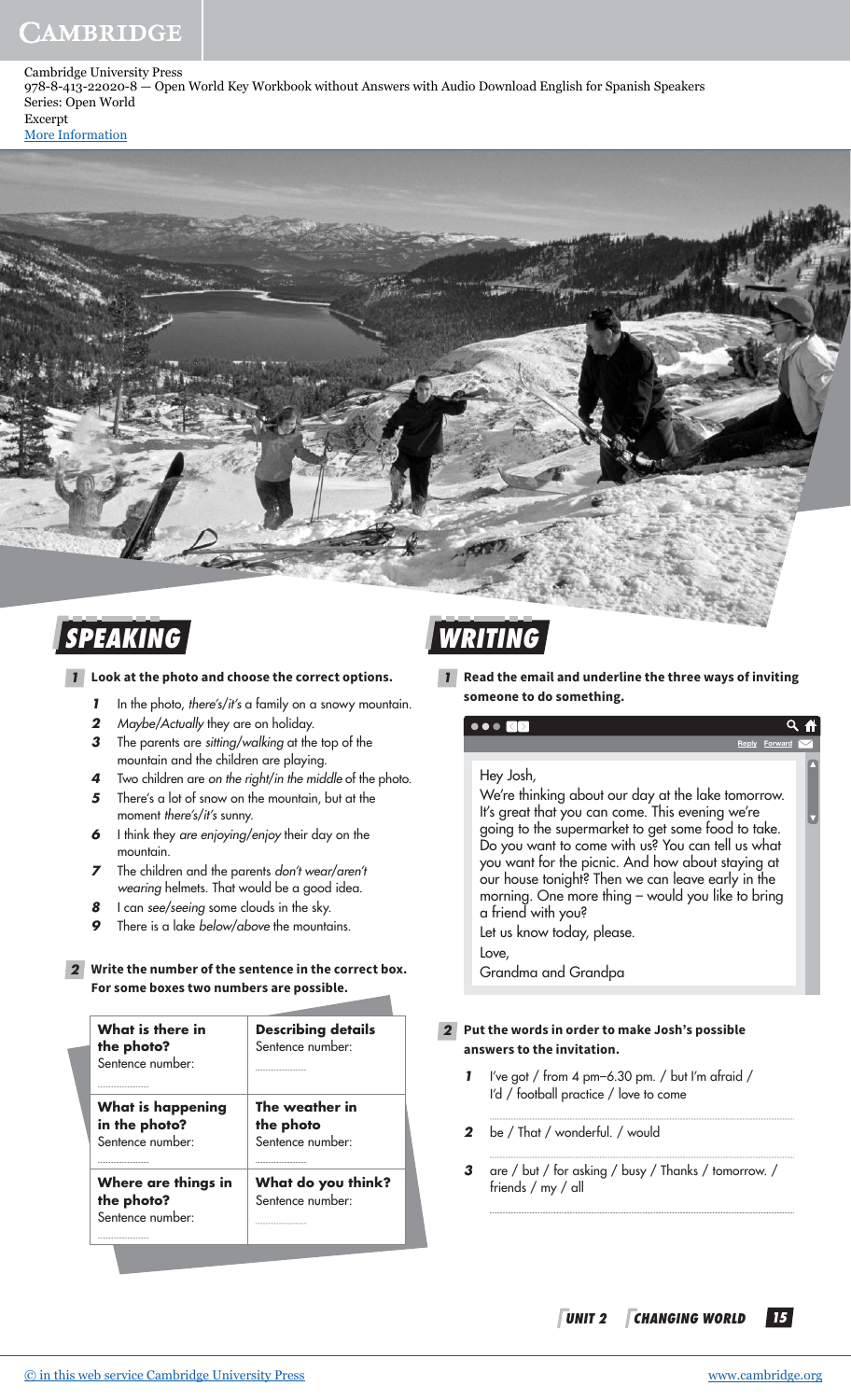Cambridge University Press
978-8-413-22020-8 — Open World Key Workbook without Answers with Audio Download English for Spanish Speakers
Series: Open World
Excerpt
More Information

## SPEAKING

**1 Look at the photo and choose the correct options.**

1. In the photo, *there's/it's* a family on a snowy mountain.
2. *Maybe/Actually* they are on holiday.
3. The parents are *sitting/walking* at the top of the mountain and the children are playing.
4. Two children are *on the right/in the middle* of the photo.
5. There's a lot of snow on the mountain, but at the moment *there's/it's* sunny.
6. I think they *are enjoying/enjoy* their day on the mountain.
7. The children and the parents *don't wear/aren't wearing* helmets. That would be a good idea.
8. I can *see/seeing* some clouds in the sky.
9. There is a lake *below/above* the mountains.

**2 Write the number of the sentence in the correct box. For some boxes two numbers are possible.**

| | |
|---|---|
| **What is there in the photo?** Sentence number: ............ | **Describing details** Sentence number: ............ |
| **What is happening in the photo?** Sentence number: ............ | **The weather in the photo** Sentence number: ............ |
| **Where are things in the photo?** Sentence number: ............ | **What do you think?** Sentence number: ............ |

## WRITING

**1 Read the email and underline the three ways of inviting someone to do something.**

Reply Forward

Hey Josh,

We're thinking about our day at the lake tomorrow. It's great that you can come. This evening we're going to the supermarket to get some food to take. Do you want to come with us? You can tell us what you want for the picnic. And how about staying at our house tonight? Then we can leave early in the morning. One more thing – would you like to bring a friend with you?

Let us know today, please.

Love,

Grandma and Grandpa

**2 Put the words in order to make Josh's possible answers to the invitation.**

1. I've got / from 4 pm–6.30 pm. / but I'm afraid / I'd / football practice / love to come

   ..............................................................................................

2. be / That / wonderful. / would

   ..............................................................................................

3. are / but / for asking / busy / Thanks / tomorrow. / friends / my / all

   ..............................................................................................

UNIT 2 CHANGING WORLD

© in this web service Cambridge University Press www.cambridge.org